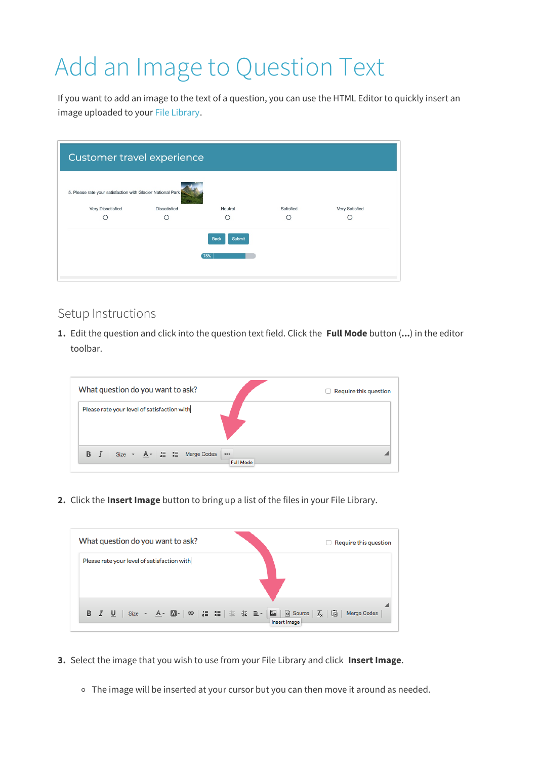# Add an Image to Question Text

If you want to add an image to the text of a question, you can use the HTML Editor to quickly insert an image uploaded to your File Library.

## Setup Instructions

1. Edit the question and click into the question text field. Click the **Full Mode** button (**...**) in the editor toolbar.

2. Click the **Insert Image** button to bring up a list of the files in your File Library.

3. Select the image that you wish to use from your File Library and click **Insert Image**.

    - The image will be inserted at your cursor but you can then move it around as needed.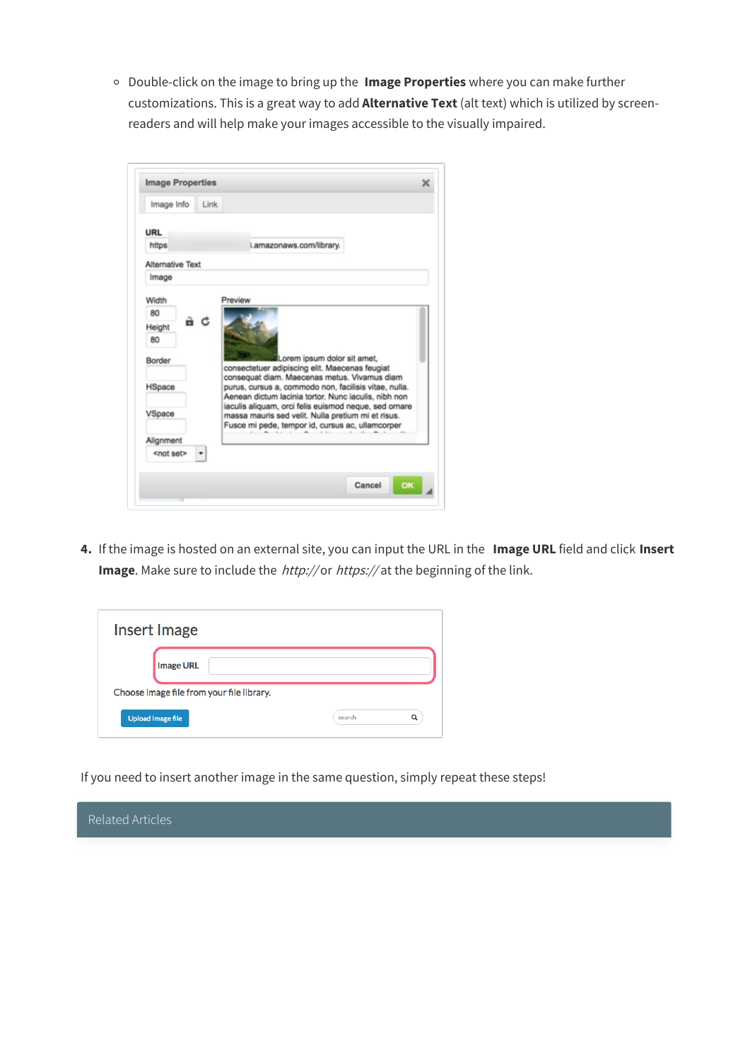- Double-click on the image to bring up the **Image Properties** where you can make further customizations. This is a great way to add **Alternative Text** (alt text) which is utilized by screen-readers and will help make your images accessible to the visually impaired.

4. If the image is hosted on an external site, you can input the URL in the **Image URL** field and click **Insert Image**. Make sure to include the *http://* or *https://* at the beginning of the link.

If you need to insert another image in the same question, simply repeat these steps!

Related Articles